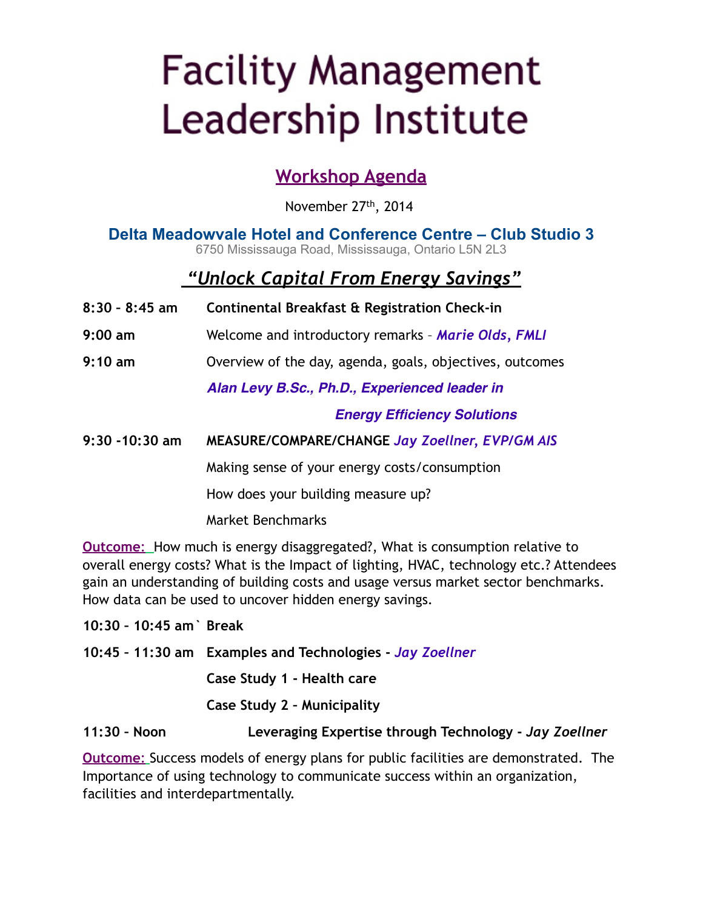# Facility Management Leadership Institute

## Workshop Agenda

November 27th, 2014

**Delta Meadowvale Hotel and Conference Centre – Club Studio 3**
6750 Mississauga Road, Mississauga, Ontario L5N 2L3

## *"Unlock Capital From Energy Savings"*

**8:30 – 8:45 am** **Continental Breakfast & Registration Check-in**

**9:00 am** Welcome and introductory remarks – ***Marie Olds, FMLI***

**9:10 am** Overview of the day, agenda, goals, objectives, outcomes

***Alan Levy B.Sc., Ph.D., Experienced leader in Energy Efficiency Solutions***

**9:30 -10:30 am** **MEASURE/COMPARE/CHANGE** *Jay Zoellner, EVP/GM AIS*

Making sense of your energy costs/consumption

How does your building measure up?

Market Benchmarks

**Outcome:** How much is energy disaggregated?, What is consumption relative to overall energy costs? What is the Impact of lighting, HVAC, technology etc.? Attendees gain an understanding of building costs and usage versus market sector benchmarks. How data can be used to uncover hidden energy savings.

**10:30 – 10:45 am`** **Break**

**10:45 – 11:30 am** **Examples and Technologies -** *Jay Zoellner*

**Case Study 1 - Health care**

**Case Study 2 – Municipality**

**11:30 – Noon** **Leveraging Expertise through Technology -** ***Jay Zoellner***

**Outcome:** Success models of energy plans for public facilities are demonstrated. The Importance of using technology to communicate success within an organization, facilities and interdepartmentally.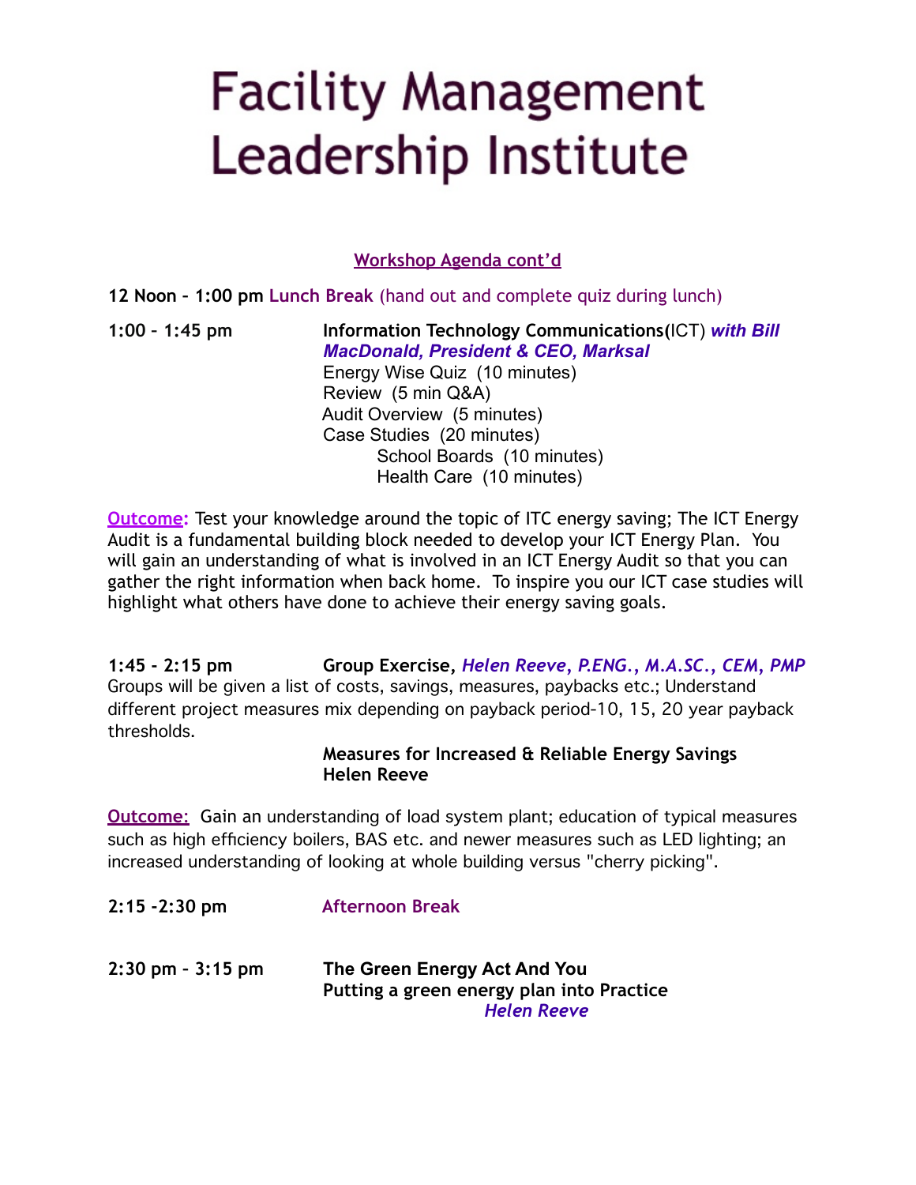# Facility Management Leadership Institute

## Workshop Agenda cont'd

**12 Noon – 1:00 pm** **Lunch Break** (hand out and complete quiz during lunch)

**1:00 – 1:45 pm** **Information Technology Communications(**ICT) ***with Bill MacDonald, President & CEO, Marksal***

Energy Wise Quiz (10 minutes)
Review (5 min Q&A)
Audit Overview (5 minutes)
Case Studies (20 minutes)
- School Boards (10 minutes)
- Health Care (10 minutes)

**Outcome:** Test your knowledge around the topic of ITC energy saving; The ICT Energy Audit is a fundamental building block needed to develop your ICT Energy Plan. You will gain an understanding of what is involved in an ICT Energy Audit so that you can gather the right information when back home. To inspire you our ICT case studies will highlight what others have done to achieve their energy saving goals.

**1:45 - 2:15 pm** **Group Exercise,** ***Helen Reeve, P.ENG., M.A.SC., CEM, PMP***

Groups will be given a list of costs, savings, measures, paybacks etc.; Understand different project measures mix depending on payback period-10, 15, 20 year payback thresholds.

**Measures for Increased & Reliable Energy Savings**
**Helen Reeve**

**Outcome:** Gain an understanding of load system plant; education of typical measures such as high efficiency boilers, BAS etc. and newer measures such as LED lighting; an increased understanding of looking at whole building versus "cherry picking".

**2:15 -2:30 pm** **Afternoon Break**

**2:30 pm – 3:15 pm** **The Green Energy Act And You**
**Putting a green energy plan into Practice**
***Helen Reeve***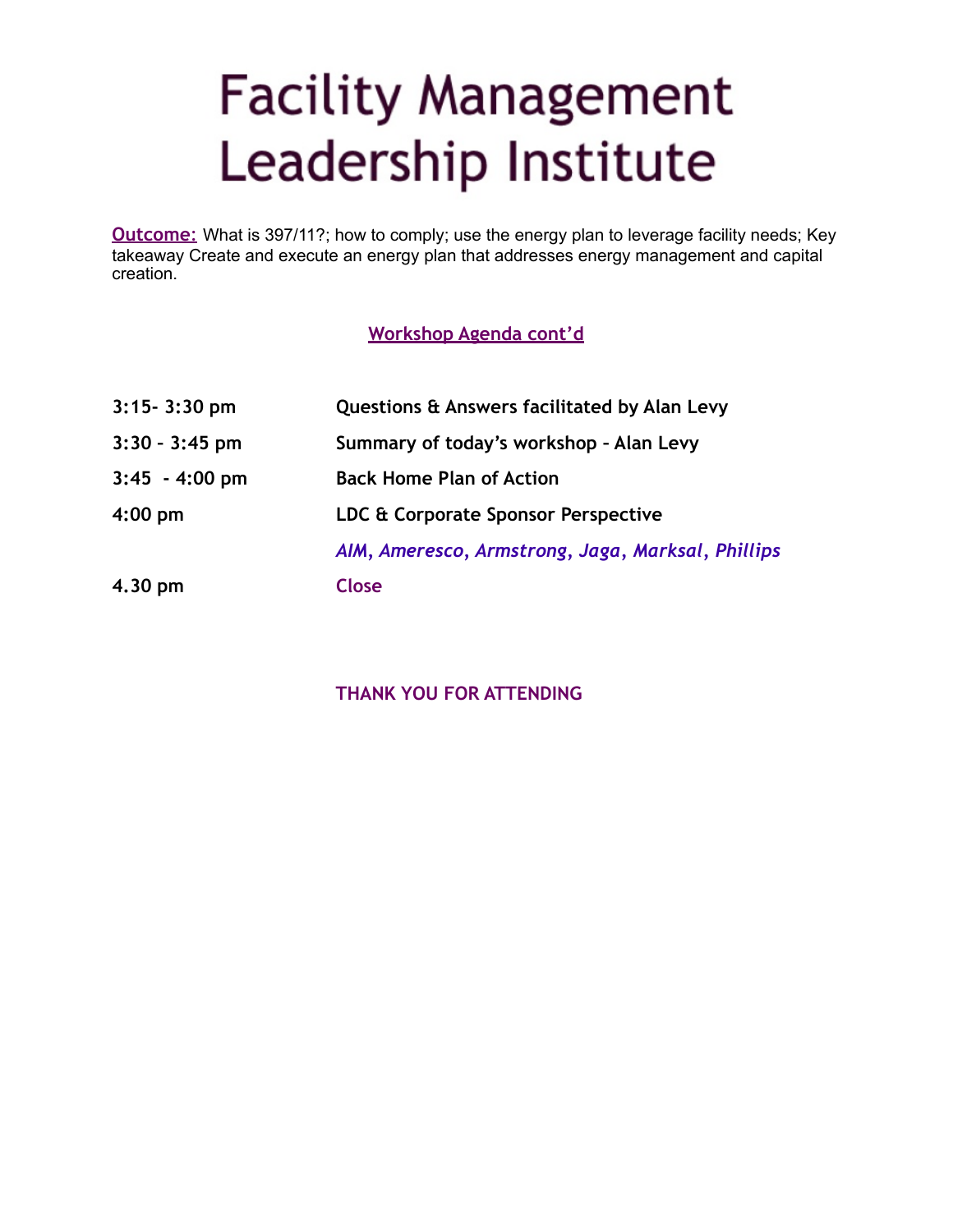# Facility Management Leadership Institute

**Outcome:** What is 397/11?; how to comply; use the energy plan to leverage facility needs; Key takeaway Create and execute an energy plan that addresses energy management and capital creation.

## Workshop Agenda cont'd

| | |
|---|---|
| **3:15- 3:30 pm** | **Questions & Answers facilitated by Alan Levy** |
| **3:30 – 3:45 pm** | **Summary of today's workshop – Alan Levy** |
| **3:45 - 4:00 pm** | **Back Home Plan of Action** |
| **4:00 pm** | **LDC & Corporate Sponsor Perspective** |
| | ***AIM, Ameresco, Armstrong, Jaga, Marksal, Phillips*** |
| **4.30 pm** | **Close** |

**THANK YOU FOR ATTENDING**